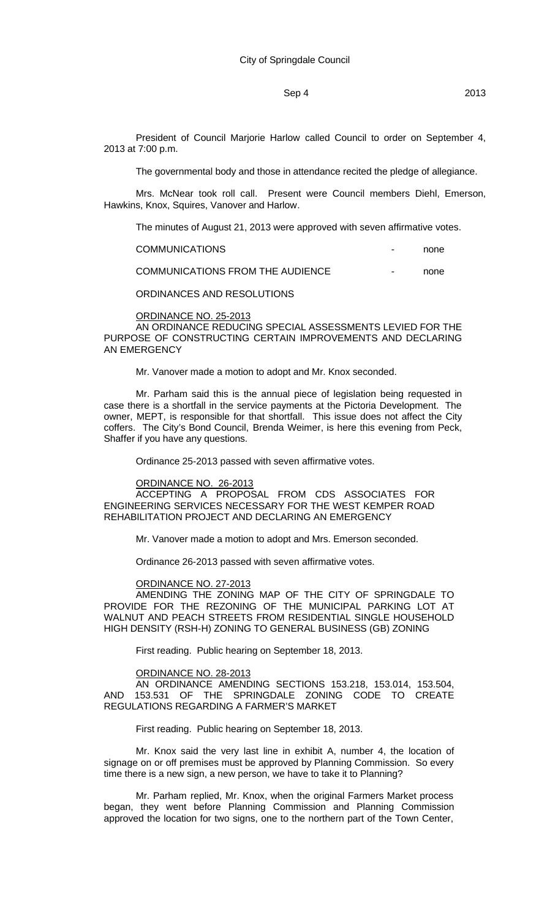City of Springdale Council

Sep 4 2013

President of Council Marjorie Harlow called Council to order on September 4, 2013 at 7:00 p.m.

The governmental body and those in attendance recited the pledge of allegiance.

Mrs. McNear took roll call. Present were Council members Diehl, Emerson, Hawkins, Knox, Squires, Vanover and Harlow.

The minutes of August 21, 2013 were approved with seven affirmative votes.

COMMUNICATIONS - none

COMMUNICATIONS FROM THE AUDIENCE - none

ORDINANCES AND RESOLUTIONS

ORDINANCE NO. 25-2013

AN ORDINANCE REDUCING SPECIAL ASSESSMENTS LEVIED FOR THE PURPOSE OF CONSTRUCTING CERTAIN IMPROVEMENTS AND DECLARING AN EMERGENCY

Mr. Vanover made a motion to adopt and Mr. Knox seconded.

Mr. Parham said this is the annual piece of legislation being requested in case there is a shortfall in the service payments at the Pictoria Development. The owner, MEPT, is responsible for that shortfall. This issue does not affect the City coffers. The City's Bond Council, Brenda Weimer, is here this evening from Peck, Shaffer if you have any questions.

Ordinance 25-2013 passed with seven affirmative votes.

ORDINANCE NO. 26-2013

ACCEPTING A PROPOSAL FROM CDS ASSOCIATES FOR ENGINEERING SERVICES NECESSARY FOR THE WEST KEMPER ROAD REHABILITATION PROJECT AND DECLARING AN EMERGENCY

Mr. Vanover made a motion to adopt and Mrs. Emerson seconded.

Ordinance 26-2013 passed with seven affirmative votes.

ORDINANCE NO. 27-2013

AMENDING THE ZONING MAP OF THE CITY OF SPRINGDALE TO PROVIDE FOR THE REZONING OF THE MUNICIPAL PARKING LOT AT WALNUT AND PEACH STREETS FROM RESIDENTIAL SINGLE HOUSEHOLD HIGH DENSITY (RSH-H) ZONING TO GENERAL BUSINESS (GB) ZONING

First reading. Public hearing on September 18, 2013.

ORDINANCE NO. 28-2013

AN ORDINANCE AMENDING SECTIONS 153.218, 153.014, 153.504, AND 153.531 OF THE SPRINGDALE ZONING CODE TO CREATE REGULATIONS REGARDING A FARMER'S MARKET

First reading. Public hearing on September 18, 2013.

Mr. Knox said the very last line in exhibit A, number 4, the location of signage on or off premises must be approved by Planning Commission. So every time there is a new sign, a new person, we have to take it to Planning?

Mr. Parham replied, Mr. Knox, when the original Farmers Market process began, they went before Planning Commission and Planning Commission approved the location for two signs, one to the northern part of the Town Center,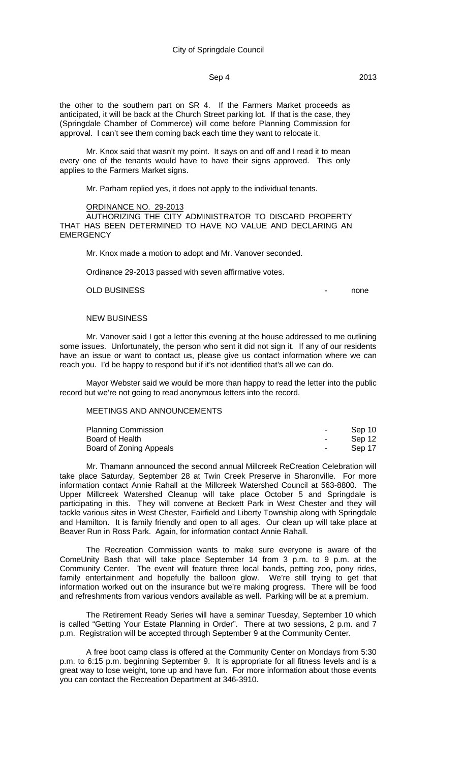the other to the southern part on SR 4. If the Farmers Market proceeds as anticipated, it will be back at the Church Street parking lot. If that is the case, they (Springdale Chamber of Commerce) will come before Planning Commission for approval. I can't see them coming back each time they want to relocate it.

Mr. Knox said that wasn't my point. It says on and off and I read it to mean every one of the tenants would have to have their signs approved. This only applies to the Farmers Market signs.

Mr. Parham replied yes, it does not apply to the individual tenants.

ORDINANCE NO. 29-2013

AUTHORIZING THE CITY ADMINISTRATOR TO DISCARD PROPERTY THAT HAS BEEN DETERMINED TO HAVE NO VALUE AND DECLARING AN EMERGENCY

Mr. Knox made a motion to adopt and Mr. Vanover seconded.

Ordinance 29-2013 passed with seven affirmative votes.

OLD BUSINESS - none

NEW BUSINESS

Mr. Vanover said I got a letter this evening at the house addressed to me outlining some issues. Unfortunately, the person who sent it did not sign it. If any of our residents have an issue or want to contact us, please give us contact information where we can reach you. I'd be happy to respond but if it's not identified that's all we can do.

Mayor Webster said we would be more than happy to read the letter into the public record but we're not going to read anonymous letters into the record.

MEETINGS AND ANNOUNCEMENTS

| | | |
|---|---|---|
| Planning Commission | - | Sep 10 |
| Board of Health | - | Sep 12 |
| Board of Zoning Appeals | - | Sep 17 |

Mr. Thamann announced the second annual Millcreek ReCreation Celebration will take place Saturday, September 28 at Twin Creek Preserve in Sharonville. For more information contact Annie Rahall at the Millcreek Watershed Council at 563-8800. The Upper Millcreek Watershed Cleanup will take place October 5 and Springdale is participating in this. They will convene at Beckett Park in West Chester and they will tackle various sites in West Chester, Fairfield and Liberty Township along with Springdale and Hamilton. It is family friendly and open to all ages. Our clean up will take place at Beaver Run in Ross Park. Again, for information contact Annie Rahall.

The Recreation Commission wants to make sure everyone is aware of the ComeUnity Bash that will take place September 14 from 3 p.m. to 9 p.m. at the Community Center. The event will feature three local bands, petting zoo, pony rides, family entertainment and hopefully the balloon glow. We're still trying to get that information worked out on the insurance but we're making progress. There will be food and refreshments from various vendors available as well. Parking will be at a premium.

The Retirement Ready Series will have a seminar Tuesday, September 10 which is called "Getting Your Estate Planning in Order". There at two sessions, 2 p.m. and 7 p.m. Registration will be accepted through September 9 at the Community Center.

A free boot camp class is offered at the Community Center on Mondays from 5:30 p.m. to 6:15 p.m. beginning September 9. It is appropriate for all fitness levels and is a great way to lose weight, tone up and have fun. For more information about those events you can contact the Recreation Department at 346-3910.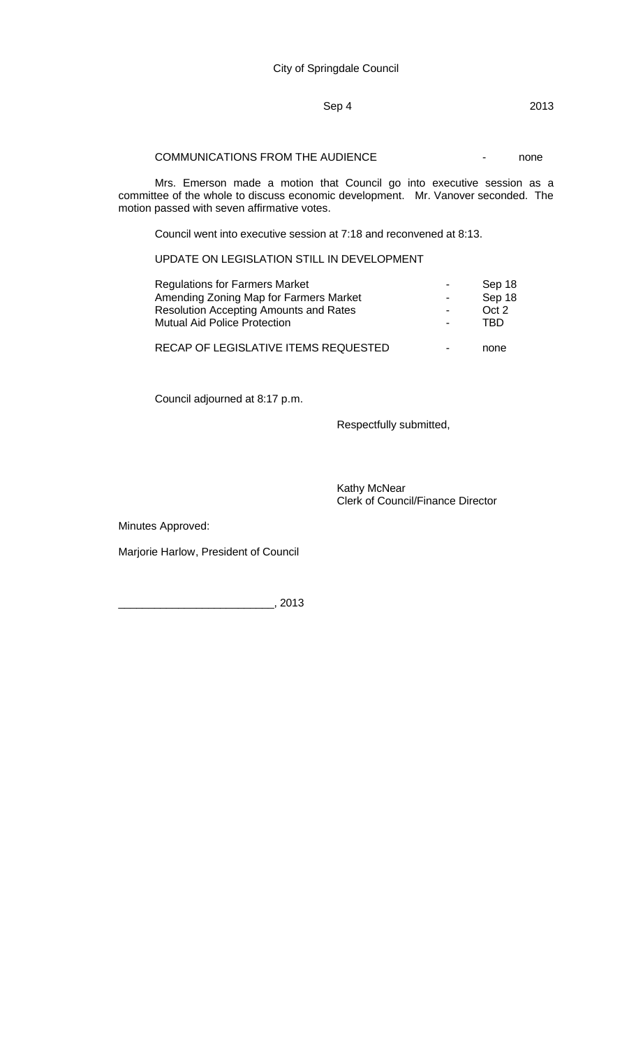COMMUNICATIONS FROM THE AUDIENCE - none

Mrs. Emerson made a motion that Council go into executive session as a committee of the whole to discuss economic development. Mr. Vanover seconded. The motion passed with seven affirmative votes.

Council went into executive session at 7:18 and reconvened at 8:13.

UPDATE ON LEGISLATION STILL IN DEVELOPMENT

| | | |
|---|---|---|
| Regulations for Farmers Market | - | Sep 18 |
| Amending Zoning Map for Farmers Market | - | Sep 18 |
| Resolution Accepting Amounts and Rates | - | Oct 2 |
| Mutual Aid Police Protection | - | TBD |

RECAP OF LEGISLATIVE ITEMS REQUESTED - none

Council adjourned at 8:17 p.m.

Respectfully submitted,

Kathy McNear
Clerk of Council/Finance Director

Minutes Approved:

Marjorie Harlow, President of Council

_________________________, 2013